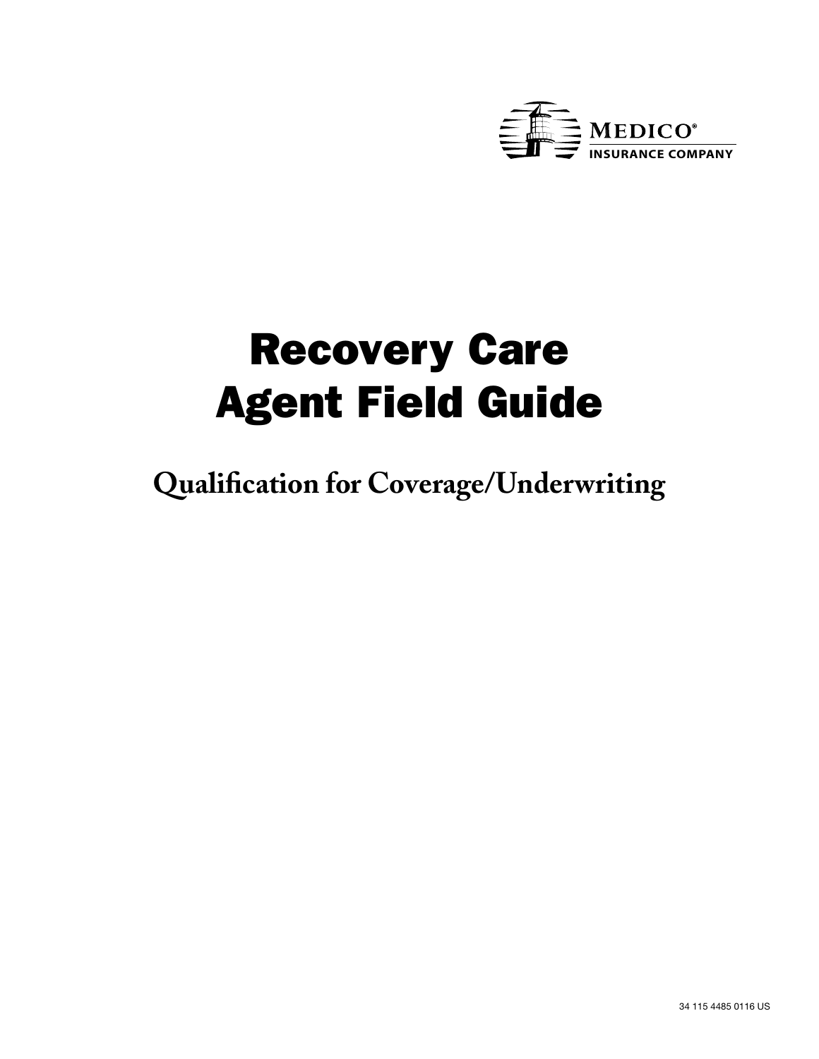MEDICO®
INSURANCE COMPANY

# Recovery Care
# Agent Field Guide

## Qualification for Coverage/Underwriting

34 115 4485 0116 US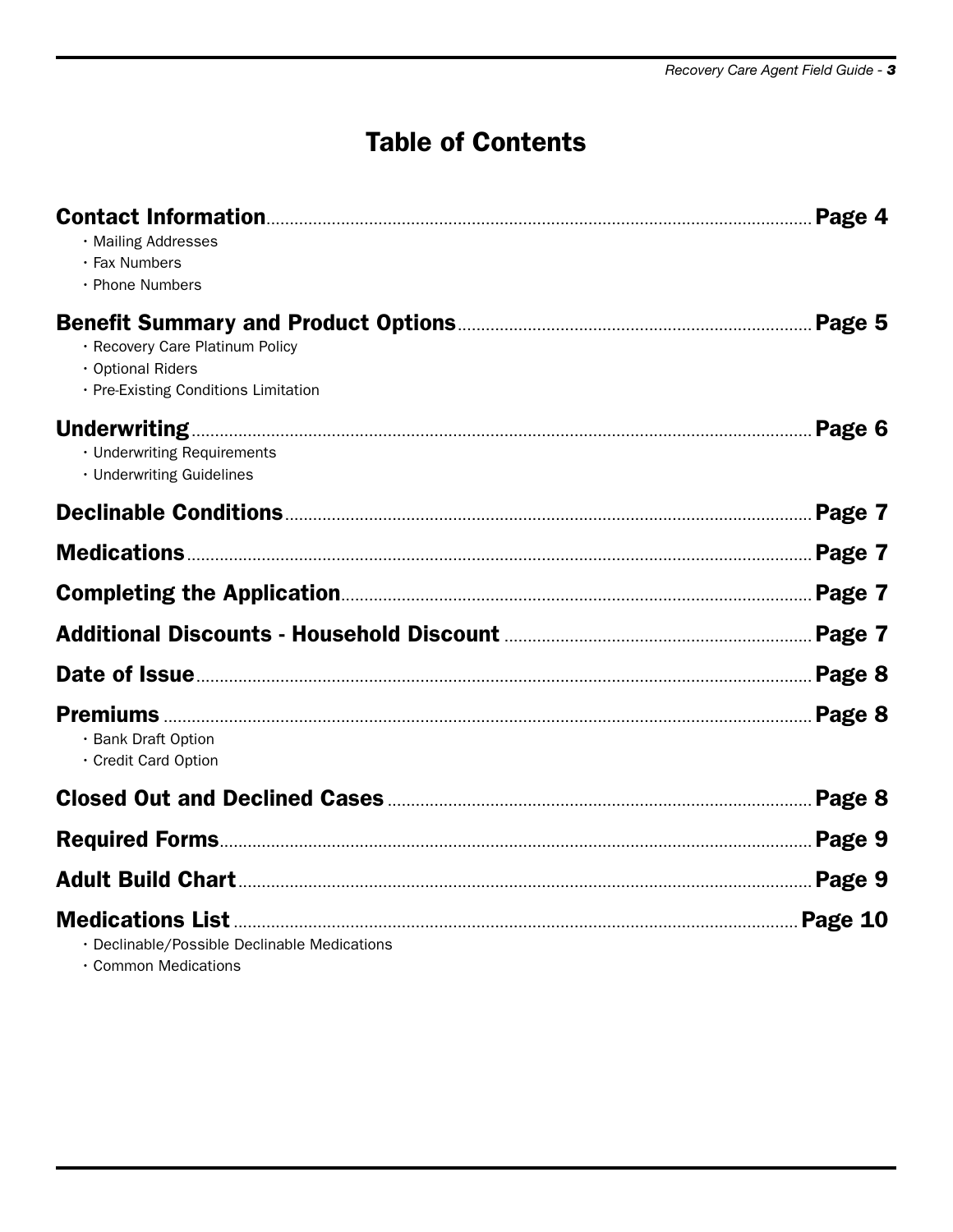# Table of Contents

**Contact Information** .......... **Page 4**
- Mailing Addresses
- Fax Numbers
- Phone Numbers

**Benefit Summary and Product Options** .......... **Page 5**
- Recovery Care Platinum Policy
- Optional Riders
- Pre-Existing Conditions Limitation

**Underwriting** .......... **Page 6**
- Underwriting Requirements
- Underwriting Guidelines

**Declinable Conditions** .......... **Page 7**

**Medications** .......... **Page 7**

**Completing the Application** .......... **Page 7**

**Additional Discounts - Household Discount** .......... **Page 7**

**Date of Issue** .......... **Page 8**

**Premiums** .......... **Page 8**
- Bank Draft Option
- Credit Card Option

**Closed Out and Declined Cases** .......... **Page 8**

**Required Forms** .......... **Page 9**

**Adult Build Chart** .......... **Page 9**

**Medications List** .......... **Page 10**
- Declinable/Possible Declinable Medications
- Common Medications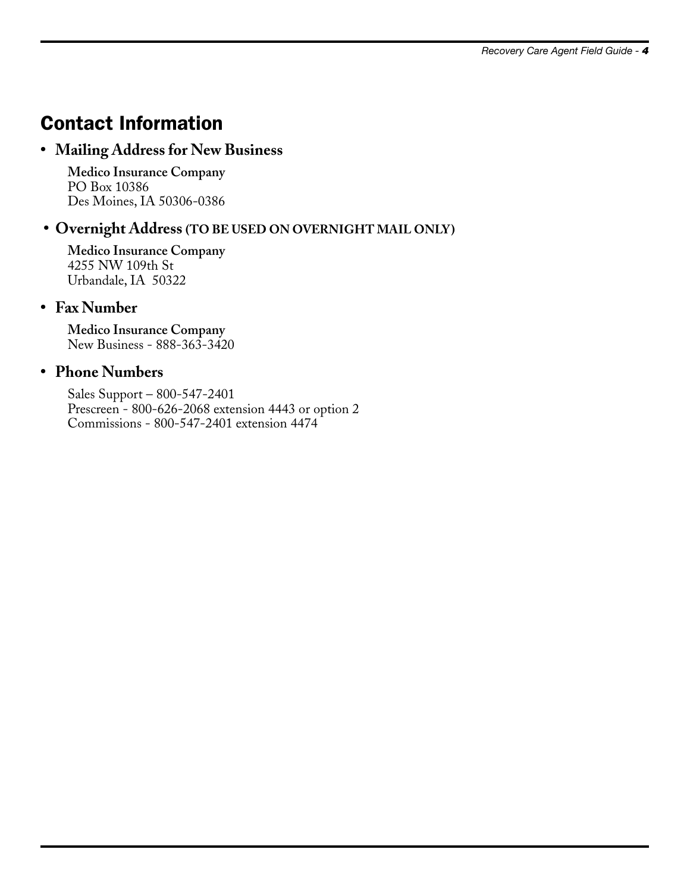## Contact Information

- **Mailing Address for New Business**

  **Medico Insurance Company**
  PO Box 10386
  Des Moines, IA 50306-0386

- **Overnight Address (TO BE USED ON OVERNIGHT MAIL ONLY)**

  **Medico Insurance Company**
  4255 NW 109th St
  Urbandale, IA 50322

- **Fax Number**

  **Medico Insurance Company**
  New Business - 888-363-3420

- **Phone Numbers**

  Sales Support – 800-547-2401
  Prescreen - 800-626-2068 extension 4443 or option 2
  Commissions - 800-547-2401 extension 4474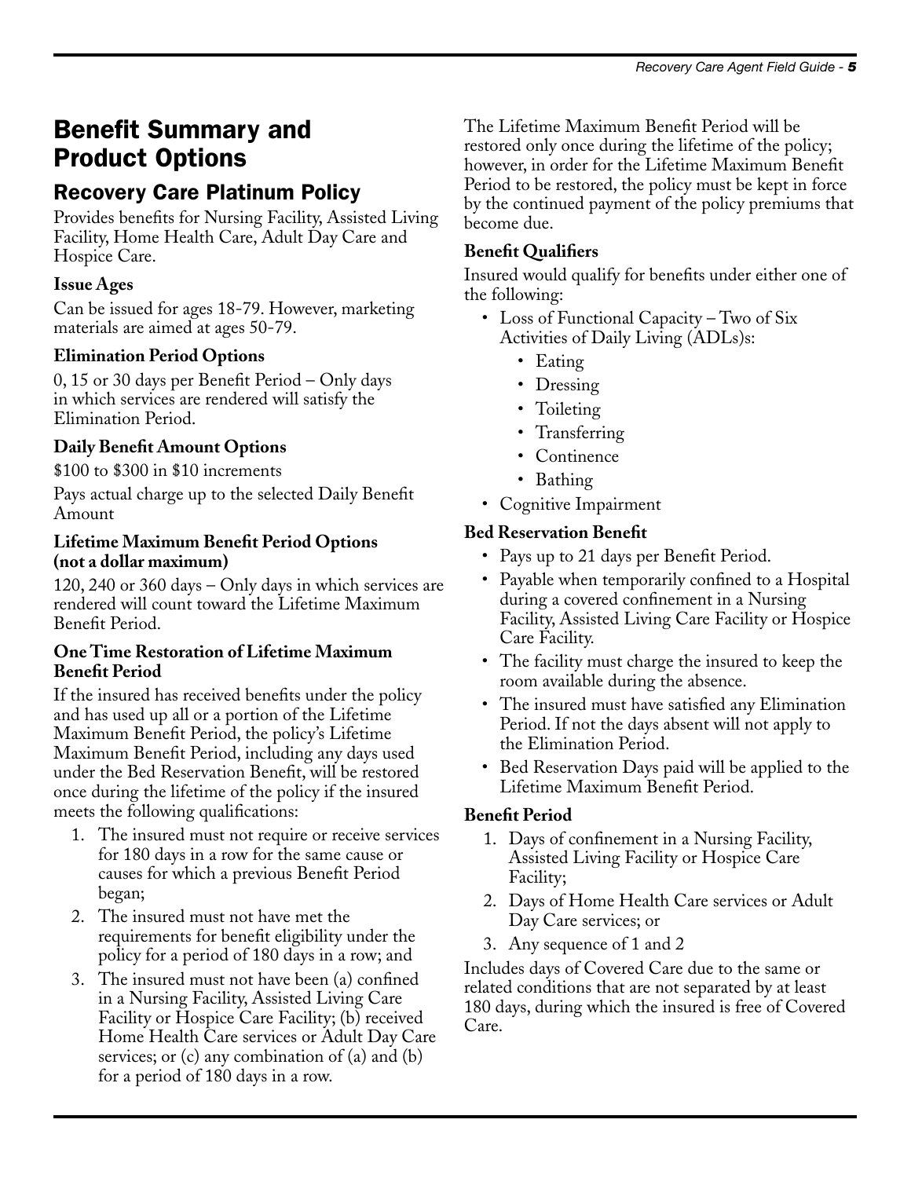# Benefit Summary and Product Options

## Recovery Care Platinum Policy

Provides benefits for Nursing Facility, Assisted Living Facility, Home Health Care, Adult Day Care and Hospice Care.

### Issue Ages

Can be issued for ages 18-79. However, marketing materials are aimed at ages 50-79.

### Elimination Period Options

0, 15 or 30 days per Benefit Period – Only days in which services are rendered will satisfy the Elimination Period.

### Daily Benefit Amount Options

$100 to $300 in $10 increments

Pays actual charge up to the selected Daily Benefit Amount

### Lifetime Maximum Benefit Period Options (not a dollar maximum)

120, 240 or 360 days – Only days in which services are rendered will count toward the Lifetime Maximum Benefit Period.

### One Time Restoration of Lifetime Maximum Benefit Period

If the insured has received benefits under the policy and has used up all or a portion of the Lifetime Maximum Benefit Period, the policy's Lifetime Maximum Benefit Period, including any days used under the Bed Reservation Benefit, will be restored once during the lifetime of the policy if the insured meets the following qualifications:

1. The insured must not require or receive services for 180 days in a row for the same cause or causes for which a previous Benefit Period began;
2. The insured must not have met the requirements for benefit eligibility under the policy for a period of 180 days in a row; and
3. The insured must not have been (a) confined in a Nursing Facility, Assisted Living Care Facility or Hospice Care Facility; (b) received Home Health Care services or Adult Day Care services; or (c) any combination of (a) and (b) for a period of 180 days in a row.

The Lifetime Maximum Benefit Period will be restored only once during the lifetime of the policy; however, in order for the Lifetime Maximum Benefit Period to be restored, the policy must be kept in force by the continued payment of the policy premiums that become due.

### Benefit Qualifiers

Insured would qualify for benefits under either one of the following:

- Loss of Functional Capacity – Two of Six Activities of Daily Living (ADLs)s:
  - Eating
  - Dressing
  - Toileting
  - Transferring
  - Continence
  - Bathing
- Cognitive Impairment

### Bed Reservation Benefit

- Pays up to 21 days per Benefit Period.
- Payable when temporarily confined to a Hospital during a covered confinement in a Nursing Facility, Assisted Living Care Facility or Hospice Care Facility.
- The facility must charge the insured to keep the room available during the absence.
- The insured must have satisfied any Elimination Period. If not the days absent will not apply to the Elimination Period.
- Bed Reservation Days paid will be applied to the Lifetime Maximum Benefit Period.

### Benefit Period

1. Days of confinement in a Nursing Facility, Assisted Living Facility or Hospice Care Facility;
2. Days of Home Health Care services or Adult Day Care services; or
3. Any sequence of 1 and 2

Includes days of Covered Care due to the same or related conditions that are not separated by at least 180 days, during which the insured is free of Covered Care.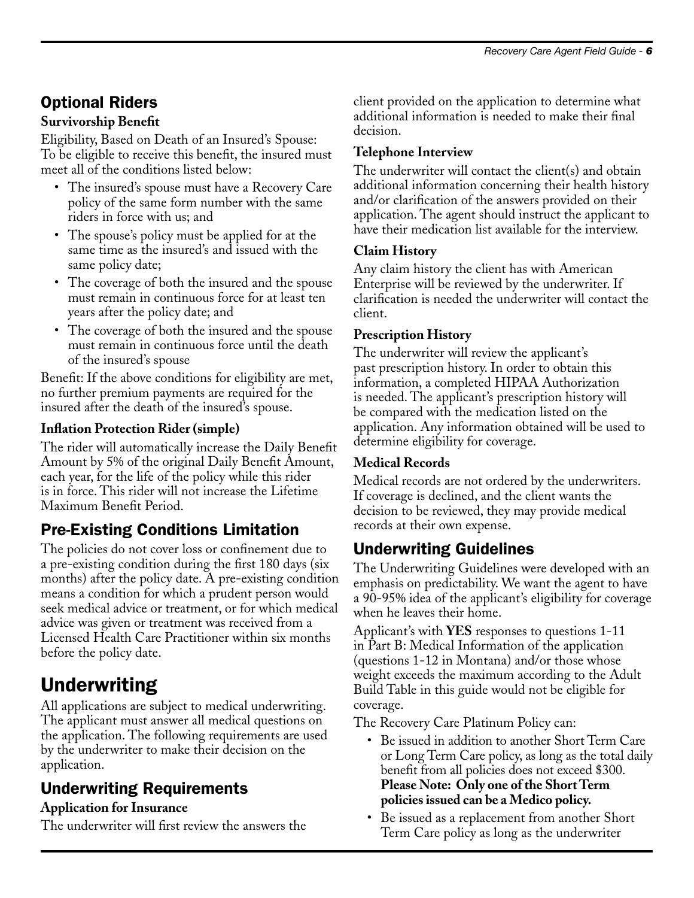## Optional Riders

### Survivorship Benefit

Eligibility, Based on Death of an Insured's Spouse: To be eligible to receive this benefit, the insured must meet all of the conditions listed below:

- The insured's spouse must have a Recovery Care policy of the same form number with the same riders in force with us; and
- The spouse's policy must be applied for at the same time as the insured's and issued with the same policy date;
- The coverage of both the insured and the spouse must remain in continuous force for at least ten years after the policy date; and
- The coverage of both the insured and the spouse must remain in continuous force until the death of the insured's spouse

Benefit: If the above conditions for eligibility are met, no further premium payments are required for the insured after the death of the insured's spouse.

### Inflation Protection Rider (simple)

The rider will automatically increase the Daily Benefit Amount by 5% of the original Daily Benefit Amount, each year, for the life of the policy while this rider is in force. This rider will not increase the Lifetime Maximum Benefit Period.

## Pre-Existing Conditions Limitation

The policies do not cover loss or confinement due to a pre-existing condition during the first 180 days (six months) after the policy date. A pre-existing condition means a condition for which a prudent person would seek medical advice or treatment, or for which medical advice was given or treatment was received from a Licensed Health Care Practitioner within six months before the policy date.

# Underwriting

All applications are subject to medical underwriting. The applicant must answer all medical questions on the application. The following requirements are used by the underwriter to make their decision on the application.

## Underwriting Requirements

### Application for Insurance

The underwriter will first review the answers the client provided on the application to determine what additional information is needed to make their final decision.

### Telephone Interview

The underwriter will contact the client(s) and obtain additional information concerning their health history and/or clarification of the answers provided on their application. The agent should instruct the applicant to have their medication list available for the interview.

### Claim History

Any claim history the client has with American Enterprise will be reviewed by the underwriter. If clarification is needed the underwriter will contact the client.

### Prescription History

The underwriter will review the applicant's past prescription history. In order to obtain this information, a completed HIPAA Authorization is needed. The applicant's prescription history will be compared with the medication listed on the application. Any information obtained will be used to determine eligibility for coverage.

### Medical Records

Medical records are not ordered by the underwriters. If coverage is declined, and the client wants the decision to be reviewed, they may provide medical records at their own expense.

## Underwriting Guidelines

The Underwriting Guidelines were developed with an emphasis on predictability. We want the agent to have a 90-95% idea of the applicant's eligibility for coverage when he leaves their home.

Applicant's with **YES** responses to questions 1-11 in Part B: Medical Information of the application (questions 1-12 in Montana) and/or those whose weight exceeds the maximum according to the Adult Build Table in this guide would not be eligible for coverage.

The Recovery Care Platinum Policy can:

- Be issued in addition to another Short Term Care or Long Term Care policy, as long as the total daily benefit from all policies does not exceed $300. **Please Note: Only one of the Short Term policies issued can be a Medico policy.**
- Be issued as a replacement from another Short Term Care policy as long as the underwriter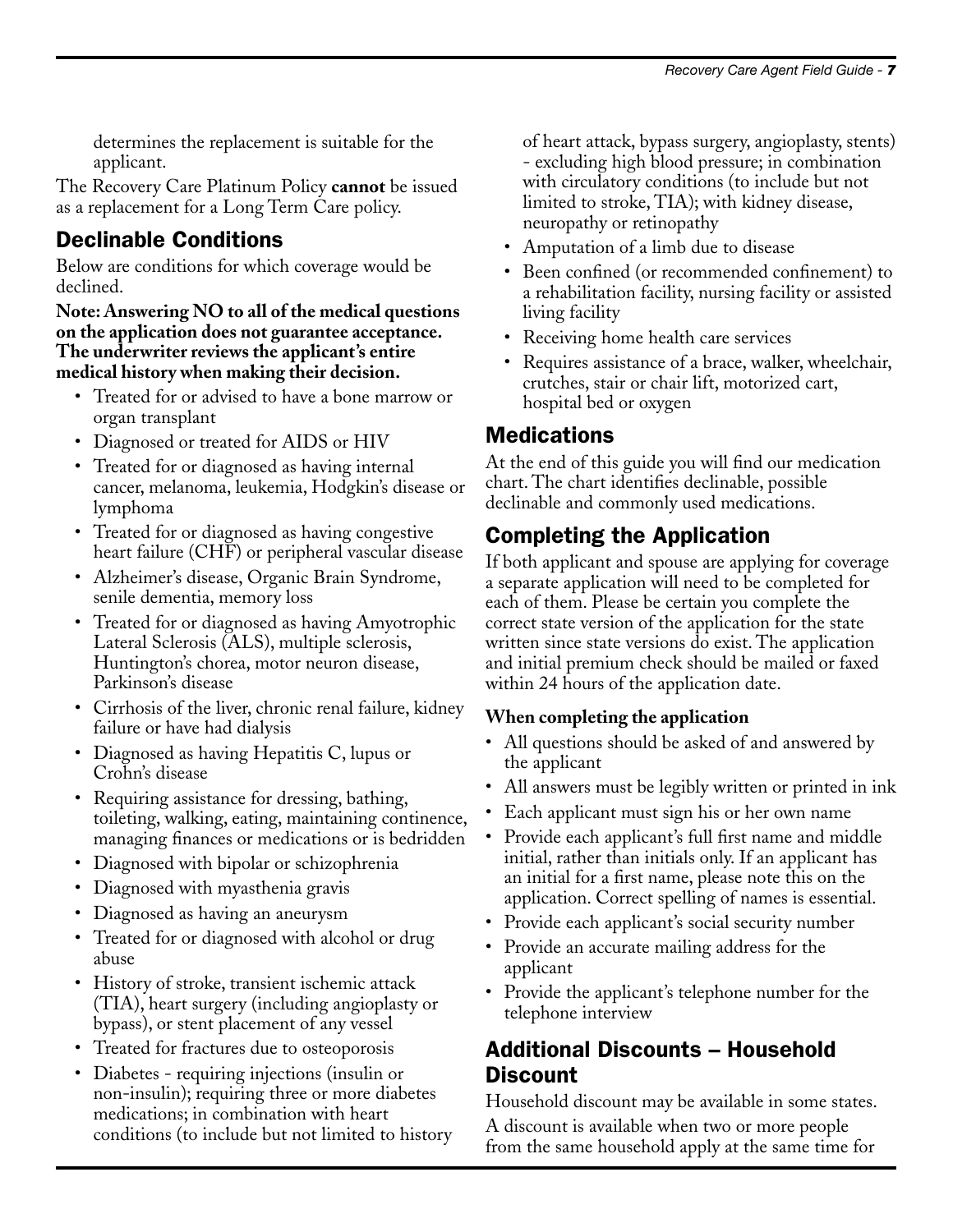determines the replacement is suitable for the applicant.

The Recovery Care Platinum Policy **cannot** be issued as a replacement for a Long Term Care policy.

## Declinable Conditions

Below are conditions for which coverage would be declined.

**Note: Answering NO to all of the medical questions on the application does not guarantee acceptance. The underwriter reviews the applicant's entire medical history when making their decision.**

- Treated for or advised to have a bone marrow or organ transplant
- Diagnosed or treated for AIDS or HIV
- Treated for or diagnosed as having internal cancer, melanoma, leukemia, Hodgkin's disease or lymphoma
- Treated for or diagnosed as having congestive heart failure (CHF) or peripheral vascular disease
- Alzheimer's disease, Organic Brain Syndrome, senile dementia, memory loss
- Treated for or diagnosed as having Amyotrophic Lateral Sclerosis (ALS), multiple sclerosis, Huntington's chorea, motor neuron disease, Parkinson's disease
- Cirrhosis of the liver, chronic renal failure, kidney failure or have had dialysis
- Diagnosed as having Hepatitis C, lupus or Crohn's disease
- Requiring assistance for dressing, bathing, toileting, walking, eating, maintaining continence, managing finances or medications or is bedridden
- Diagnosed with bipolar or schizophrenia
- Diagnosed with myasthenia gravis
- Diagnosed as having an aneurysm
- Treated for or diagnosed with alcohol or drug abuse
- History of stroke, transient ischemic attack (TIA), heart surgery (including angioplasty or bypass), or stent placement of any vessel
- Treated for fractures due to osteoporosis
- Diabetes - requiring injections (insulin or non-insulin); requiring three or more diabetes medications; in combination with heart conditions (to include but not limited to history of heart attack, bypass surgery, angioplasty, stents) - excluding high blood pressure; in combination with circulatory conditions (to include but not limited to stroke, TIA); with kidney disease, neuropathy or retinopathy
- Amputation of a limb due to disease
- Been confined (or recommended confinement) to a rehabilitation facility, nursing facility or assisted living facility
- Receiving home health care services
- Requires assistance of a brace, walker, wheelchair, crutches, stair or chair lift, motorized cart, hospital bed or oxygen

## Medications

At the end of this guide you will find our medication chart. The chart identifies declinable, possible declinable and commonly used medications.

## Completing the Application

If both applicant and spouse are applying for coverage a separate application will need to be completed for each of them. Please be certain you complete the correct state version of the application for the state written since state versions do exist. The application and initial premium check should be mailed or faxed within 24 hours of the application date.

**When completing the application**

- All questions should be asked of and answered by the applicant
- All answers must be legibly written or printed in ink
- Each applicant must sign his or her own name
- Provide each applicant's full first name and middle initial, rather than initials only. If an applicant has an initial for a first name, please note this on the application. Correct spelling of names is essential.
- Provide each applicant's social security number
- Provide an accurate mailing address for the applicant
- Provide the applicant's telephone number for the telephone interview

## Additional Discounts – Household Discount

Household discount may be available in some states.

A discount is available when two or more people from the same household apply at the same time for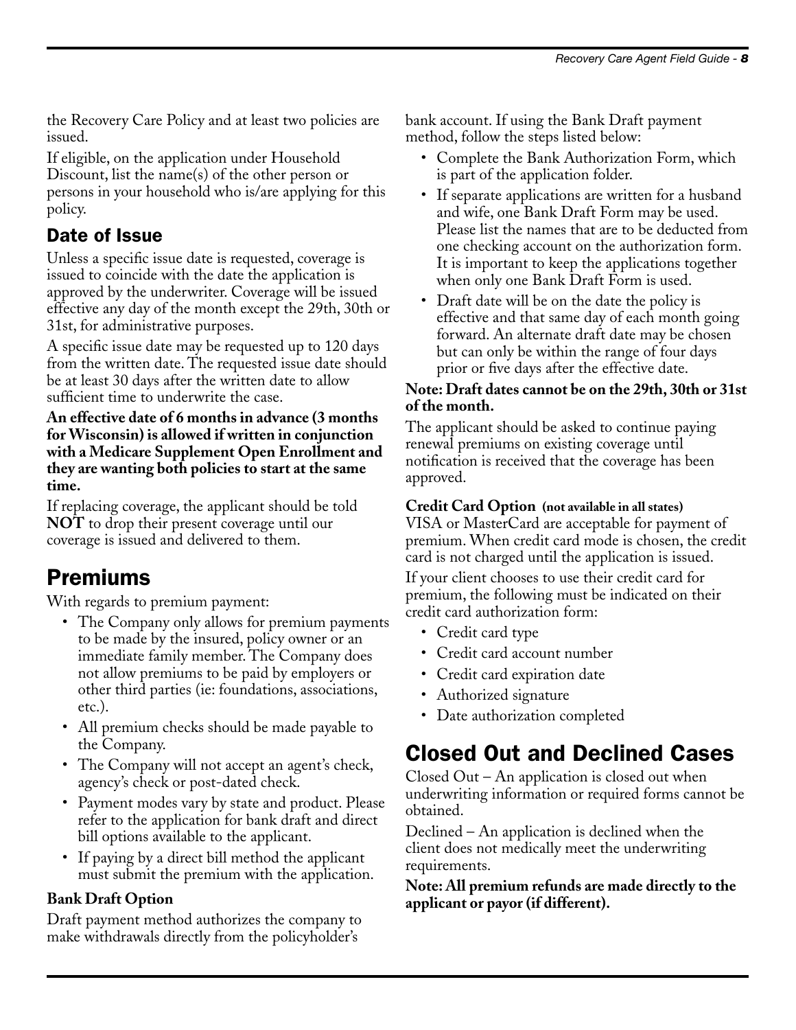the Recovery Care Policy and at least two policies are issued.

If eligible, on the application under Household Discount, list the name(s) of the other person or persons in your household who is/are applying for this policy.

### Date of Issue

Unless a specific issue date is requested, coverage is issued to coincide with the date the application is approved by the underwriter. Coverage will be issued effective any day of the month except the 29th, 30th or 31st, for administrative purposes.

A specific issue date may be requested up to 120 days from the written date. The requested issue date should be at least 30 days after the written date to allow sufficient time to underwrite the case.

**An effective date of 6 months in advance (3 months for Wisconsin) is allowed if written in conjunction with a Medicare Supplement Open Enrollment and they are wanting both policies to start at the same time.**

If replacing coverage, the applicant should be told **NOT** to drop their present coverage until our coverage is issued and delivered to them.

## Premiums

With regards to premium payment:

- The Company only allows for premium payments to be made by the insured, policy owner or an immediate family member. The Company does not allow premiums to be paid by employers or other third parties (ie: foundations, associations, etc.).
- All premium checks should be made payable to the Company.
- The Company will not accept an agent's check, agency's check or post-dated check.
- Payment modes vary by state and product. Please refer to the application for bank draft and direct bill options available to the applicant.
- If paying by a direct bill method the applicant must submit the premium with the application.

**Bank Draft Option**

Draft payment method authorizes the company to make withdrawals directly from the policyholder's bank account. If using the Bank Draft payment method, follow the steps listed below:

- Complete the Bank Authorization Form, which is part of the application folder.
- If separate applications are written for a husband and wife, one Bank Draft Form may be used. Please list the names that are to be deducted from one checking account on the authorization form. It is important to keep the applications together when only one Bank Draft Form is used.
- Draft date will be on the date the policy is effective and that same day of each month going forward. An alternate draft date may be chosen but can only be within the range of four days prior or five days after the effective date.

**Note: Draft dates cannot be on the 29th, 30th or 31st of the month.**

The applicant should be asked to continue paying renewal premiums on existing coverage until notification is received that the coverage has been approved.

**Credit Card Option (not available in all states)**

VISA or MasterCard are acceptable for payment of premium. When credit card mode is chosen, the credit card is not charged until the application is issued.

If your client chooses to use their credit card for premium, the following must be indicated on their credit card authorization form:

- Credit card type
- Credit card account number
- Credit card expiration date
- Authorized signature
- Date authorization completed

## Closed Out and Declined Cases

Closed Out – An application is closed out when underwriting information or required forms cannot be obtained.

Declined – An application is declined when the client does not medically meet the underwriting requirements.

**Note: All premium refunds are made directly to the applicant or payor (if different).**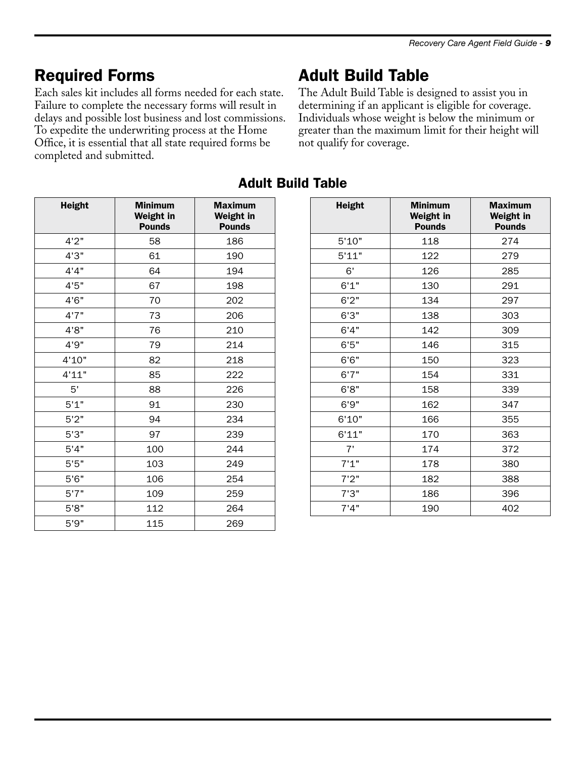## Required Forms

Each sales kit includes all forms needed for each state. Failure to complete the necessary forms will result in delays and possible lost business and lost commissions. To expedite the underwriting process at the Home Office, it is essential that all state required forms be completed and submitted.

## Adult Build Table

The Adult Build Table is designed to assist you in determining if an applicant is eligible for coverage. Individuals whose weight is below the minimum or greater than the maximum limit for their height will not qualify for coverage.

### Adult Build Table

| Height | Minimum Weight in Pounds | Maximum Weight in Pounds |
|---|---|---|
| 4'2" | 58 | 186 |
| 4'3" | 61 | 190 |
| 4'4" | 64 | 194 |
| 4'5" | 67 | 198 |
| 4'6" | 70 | 202 |
| 4'7" | 73 | 206 |
| 4'8" | 76 | 210 |
| 4'9" | 79 | 214 |
| 4'10" | 82 | 218 |
| 4'11" | 85 | 222 |
| 5' | 88 | 226 |
| 5'1" | 91 | 230 |
| 5'2" | 94 | 234 |
| 5'3" | 97 | 239 |
| 5'4" | 100 | 244 |
| 5'5" | 103 | 249 |
| 5'6" | 106 | 254 |
| 5'7" | 109 | 259 |
| 5'8" | 112 | 264 |
| 5'9" | 115 | 269 |
| 5'10" | 118 | 274 |
| 5'11" | 122 | 279 |
| 6' | 126 | 285 |
| 6'1" | 130 | 291 |
| 6'2" | 134 | 297 |
| 6'3" | 138 | 303 |
| 6'4" | 142 | 309 |
| 6'5" | 146 | 315 |
| 6'6" | 150 | 323 |
| 6'7" | 154 | 331 |
| 6'8" | 158 | 339 |
| 6'9" | 162 | 347 |
| 6'10" | 166 | 355 |
| 6'11" | 170 | 363 |
| 7' | 174 | 372 |
| 7'1" | 178 | 380 |
| 7'2" | 182 | 388 |
| 7'3" | 186 | 396 |
| 7'4" | 190 | 402 |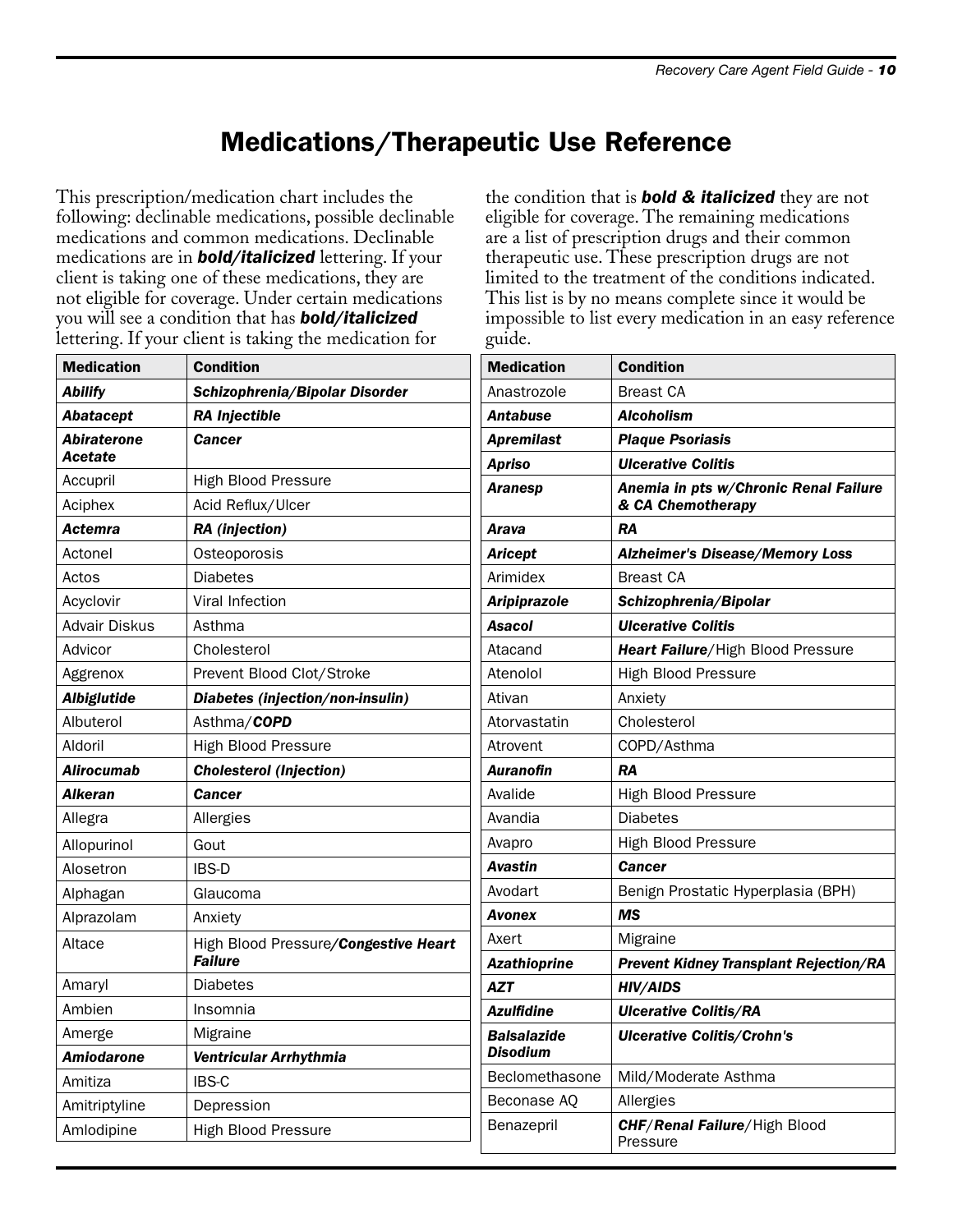# Medications/Therapeutic Use Reference

This prescription/medication chart includes the following: declinable medications, possible declinable medications and common medications. Declinable medications are in ***bold/italicized*** lettering. If your client is taking one of these medications, they are not eligible for coverage. Under certain medications you will see a condition that has ***bold/italicized*** lettering. If your client is taking the medication for the condition that is ***bold & italicized*** they are not eligible for coverage. The remaining medications are a list of prescription drugs and their common therapeutic use. These prescription drugs are not limited to the treatment of the conditions indicated. This list is by no means complete since it would be impossible to list every medication in an easy reference guide.

| Medication | Condition |
|---|---|
| ***Abilify*** | ***Schizophrenia/Bipolar Disorder*** |
| ***Abatacept*** | ***RA Injectible*** |
| ***Abiraterone Acetate*** | ***Cancer*** |
| Accupril | High Blood Pressure |
| Aciphex | Acid Reflux/Ulcer |
| ***Actemra*** | ***RA (injection)*** |
| Actonel | Osteoporosis |
| Actos | Diabetes |
| Acyclovir | Viral Infection |
| Advair Diskus | Asthma |
| Advicor | Cholesterol |
| Aggrenox | Prevent Blood Clot/Stroke |
| ***Albiglutide*** | ***Diabetes (injection/non-insulin)*** |
| Albuterol | Asthma/***COPD*** |
| Aldoril | High Blood Pressure |
| ***Alirocumab*** | ***Cholesterol (Injection)*** |
| ***Alkeran*** | ***Cancer*** |
| Allegra | Allergies |
| Allopurinol | Gout |
| Alosetron | IBS-D |
| Alphagan | Glaucoma |
| Alprazolam | Anxiety |
| Altace | High Blood Pressure/***Congestive Heart Failure*** |
| Amaryl | Diabetes |
| Ambien | Insomnia |
| Amerge | Migraine |
| ***Amiodarone*** | ***Ventricular Arrhythmia*** |
| Amitiza | IBS-C |
| Amitriptyline | Depression |
| Amlodipine | High Blood Pressure |
| Anastrozole | Breast CA |
| ***Antabuse*** | ***Alcoholism*** |
| ***Apremilast*** | ***Plaque Psoriasis*** |
| ***Apriso*** | ***Ulcerative Colitis*** |
| ***Aranesp*** | ***Anemia in pts w/Chronic Renal Failure & CA Chemotherapy*** |
| ***Arava*** | ***RA*** |
| ***Aricept*** | ***Alzheimer's Disease/Memory Loss*** |
| Arimidex | Breast CA |
| ***Aripiprazole*** | ***Schizophrenia/Bipolar*** |
| ***Asacol*** | ***Ulcerative Colitis*** |
| Atacand | ***Heart Failure***/High Blood Pressure |
| Atenolol | High Blood Pressure |
| Ativan | Anxiety |
| Atorvastatin | Cholesterol |
| Atrovent | COPD/Asthma |
| ***Auranofin*** | ***RA*** |
| Avalide | High Blood Pressure |
| Avandia | Diabetes |
| Avapro | High Blood Pressure |
| ***Avastin*** | ***Cancer*** |
| Avodart | Benign Prostatic Hyperplasia (BPH) |
| ***Avonex*** | ***MS*** |
| Axert | Migraine |
| ***Azathioprine*** | ***Prevent Kidney Transplant Rejection/RA*** |
| ***AZT*** | ***HIV/AIDS*** |
| ***Azulfidine*** | ***Ulcerative Colitis/RA*** |
| ***Balsalazide Disodium*** | ***Ulcerative Colitis/Crohn's*** |
| Beclomethasone | Mild/Moderate Asthma |
| Beconase AQ | Allergies |
| Benazepril | ***CHF***/***Renal Failure***/High Blood Pressure |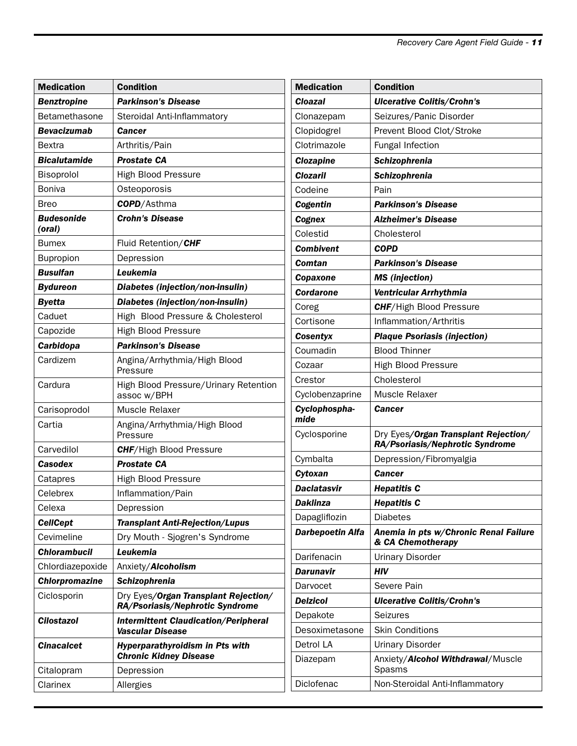| Medication | Condition |
|---|---|
| ***Benztropine*** | ***Parkinson's Disease*** |
| Betamethasone | Steroidal Anti-Inflammatory |
| ***Bevacizumab*** | ***Cancer*** |
| Bextra | Arthritis/Pain |
| ***Bicalutamide*** | ***Prostate CA*** |
| Bisoprolol | High Blood Pressure |
| Boniva | Osteoporosis |
| Breo | ***COPD***/Asthma |
| ***Budesonide (oral)*** | ***Crohn's Disease*** |
| Bumex | Fluid Retention/***CHF*** |
| Bupropion | Depression |
| ***Busulfan*** | ***Leukemia*** |
| ***Bydureon*** | ***Diabetes (injection/non-insulin)*** |
| ***Byetta*** | ***Diabetes (injection/non-insulin)*** |
| Caduet | High Blood Pressure & Cholesterol |
| Capozide | High Blood Pressure |
| ***Carbidopa*** | ***Parkinson's Disease*** |
| Cardizem | Angina/Arrhythmia/High Blood Pressure |
| Cardura | High Blood Pressure/Urinary Retention assoc w/BPH |
| Carisoprodol | Muscle Relaxer |
| Cartia | Angina/Arrhythmia/High Blood Pressure |
| Carvedilol | ***CHF***/High Blood Pressure |
| ***Casodex*** | ***Prostate CA*** |
| Catapres | High Blood Pressure |
| Celebrex | Inflammation/Pain |
| Celexa | Depression |
| ***CellCept*** | ***Transplant Anti-Rejection/Lupus*** |
| Cevimeline | Dry Mouth - Sjogren's Syndrome |
| ***Chlorambucil*** | ***Leukemia*** |
| Chlordiazepoxide | Anxiety/***Alcoholism*** |
| ***Chlorpromazine*** | ***Schizophrenia*** |
| Ciclosporin | Dry Eyes/***Organ Transplant Rejection/ RA/Psoriasis/Nephrotic Syndrome*** |
| ***Cilostazol*** | ***Intermittent Claudication/Peripheral Vascular Disease*** |
| ***Cinacalcet*** | ***Hyperparathyroidism in Pts with Chronic Kidney Disease*** |
| Citalopram | Depression |
| Clarinex | Allergies |

| Medication | Condition |
|---|---|
| ***Cloazal*** | ***Ulcerative Colitis/Crohn's*** |
| Clonazepam | Seizures/Panic Disorder |
| Clopidogrel | Prevent Blood Clot/Stroke |
| Clotrimazole | Fungal Infection |
| ***Clozapine*** | ***Schizophrenia*** |
| ***Clozaril*** | ***Schizophrenia*** |
| Codeine | Pain |
| ***Cogentin*** | ***Parkinson's Disease*** |
| ***Cognex*** | ***Alzheimer's Disease*** |
| Colestid | Cholesterol |
| ***Combivent*** | ***COPD*** |
| ***Comtan*** | ***Parkinson's Disease*** |
| ***Copaxone*** | ***MS (injection)*** |
| ***Cordarone*** | ***Ventricular Arrhythmia*** |
| Coreg | ***CHF***/High Blood Pressure |
| Cortisone | Inflammation/Arthritis |
| ***Cosentyx*** | ***Plaque Psoriasis (injection)*** |
| Coumadin | Blood Thinner |
| Cozaar | High Blood Pressure |
| Crestor | Cholesterol |
| Cyclobenzaprine | Muscle Relaxer |
| ***Cyclophosphamide*** | ***Cancer*** |
| Cyclosporine | Dry Eyes/***Organ Transplant Rejection/ RA/Psoriasis/Nephrotic Syndrome*** |
| Cymbalta | Depression/Fibromyalgia |
| ***Cytoxan*** | ***Cancer*** |
| ***Daclatasvir*** | ***Hepatitis C*** |
| ***Daklinza*** | ***Hepatitis C*** |
| Dapagliflozin | Diabetes |
| ***Darbepoetin Alfa*** | ***Anemia in pts w/Chronic Renal Failure & CA Chemotherapy*** |
| Darifenacin | Urinary Disorder |
| ***Darunavir*** | ***HIV*** |
| Darvocet | Severe Pain |
| ***Delzicol*** | ***Ulcerative Colitis/Crohn's*** |
| Depakote | Seizures |
| Desoximetasone | Skin Conditions |
| Detrol LA | Urinary Disorder |
| Diazepam | Anxiety/***Alcohol Withdrawal***/Muscle Spasms |
| Diclofenac | Non-Steroidal Anti-Inflammatory |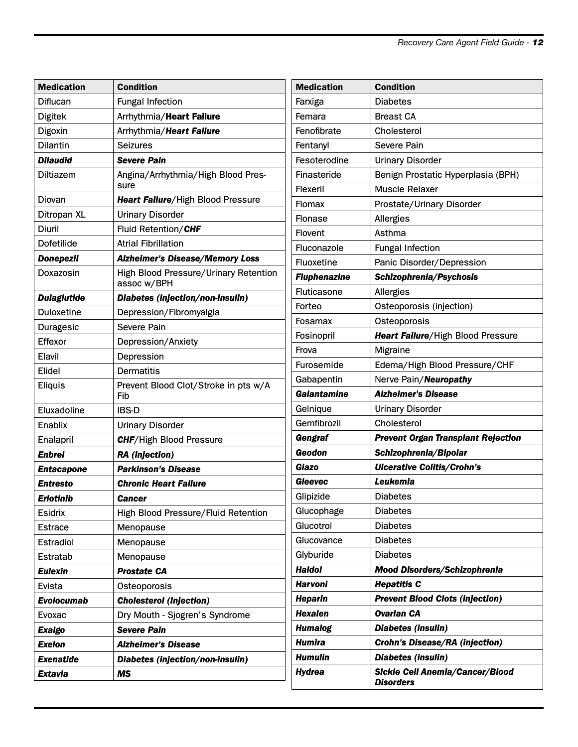| Medication | Condition |
|---|---|
| Diflucan | Fungal Infection |
| Digitek | Arrhythmia/**Heart Failure** |
| Digoxin | Arrhythmia/***Heart Failure*** |
| Dilantin | Seizures |
| ***Dilaudid*** | ***Severe Pain*** |
| Diltiazem | Angina/Arrhythmia/High Blood Pressure |
| Diovan | ***Heart Failure***/High Blood Pressure |
| Ditropan XL | Urinary Disorder |
| Diuril | Fluid Retention/***CHF*** |
| Dofetilide | Atrial Fibrillation |
| ***Donepezil*** | ***Alzheimer's Disease/Memory Loss*** |
| Doxazosin | High Blood Pressure/Urinary Retention assoc w/BPH |
| ***Dulaglutide*** | ***Diabetes (injection/non-insulin)*** |
| Duloxetine | Depression/Fibromyalgia |
| Duragesic | Severe Pain |
| Effexor | Depression/Anxiety |
| Elavil | Depression |
| Elidel | Dermatitis |
| Eliquis | Prevent Blood Clot/Stroke in pts w/A Fib |
| Eluxadoline | IBS-D |
| Enablix | Urinary Disorder |
| Enalapril | ***CHF***/High Blood Pressure |
| ***Enbrel*** | ***RA (injection)*** |
| ***Entacapone*** | ***Parkinson's Disease*** |
| ***Entresto*** | ***Chronic Heart Failure*** |
| ***Erlotinib*** | ***Cancer*** |
| Esidrix | High Blood Pressure/Fluid Retention |
| Estrace | Menopause |
| Estradiol | Menopause |
| Estratab | Menopause |
| ***Eulexin*** | ***Prostate CA*** |
| Evista | Osteoporosis |
| ***Evolocumab*** | ***Cholesterol (Injection)*** |
| Evoxac | Dry Mouth - Sjogren's Syndrome |
| ***Exalgo*** | ***Severe Pain*** |
| ***Exelon*** | ***Alzheimer's Disease*** |
| ***Exenatide*** | ***Diabetes (injection/non-insulin)*** |
| ***Extavia*** | ***MS*** |

| Medication | Condition |
|---|---|
| Farxiga | Diabetes |
| Femara | Breast CA |
| Fenofibrate | Cholesterol |
| Fentanyl | Severe Pain |
| Fesoterodine | Urinary Disorder |
| Finasteride | Benign Prostatic Hyperplasia (BPH) |
| Flexeril | Muscle Relaxer |
| Flomax | Prostate/Urinary Disorder |
| Flonase | Allergies |
| Flovent | Asthma |
| Fluconazole | Fungal Infection |
| Fluoxetine | Panic Disorder/Depression |
| ***Fluphenazine*** | ***Schizophrenia/Psychosis*** |
| Fluticasone | Allergies |
| Forteo | Osteoporosis (injection) |
| Fosamax | Osteoporosis |
| Fosinopril | ***Heart Failure***/High Blood Pressure |
| Frova | Migraine |
| Furosemide | Edema/High Blood Pressure/CHF |
| Gabapentin | Nerve Pain/***Neuropathy*** |
| ***Galantamine*** | ***Alzheimer's Disease*** |
| Gelnique | Urinary Disorder |
| Gemfibrozil | Cholesterol |
| ***Gengraf*** | ***Prevent Organ Transplant Rejection*** |
| ***Geodon*** | ***Schizophrenia/Bipolar*** |
| ***Giazo*** | ***Ulcerative Colitis/Crohn's*** |
| ***Gleevec*** | ***Leukemia*** |
| Glipizide | Diabetes |
| Glucophage | Diabetes |
| Glucotrol | Diabetes |
| Glucovance | Diabetes |
| Glyburide | Diabetes |
| ***Haldol*** | ***Mood Disorders/Schizophrenia*** |
| ***Harvoni*** | ***Hepatitis C*** |
| ***Heparin*** | ***Prevent Blood Clots (injection)*** |
| ***Hexalen*** | ***Ovarian CA*** |
| ***Humalog*** | ***Diabetes (insulin)*** |
| ***Humira*** | ***Crohn's Disease/RA (injection)*** |
| ***Humulin*** | ***Diabetes (insulin)*** |
| ***Hydrea*** | ***Sickle Cell Anemia/Cancer/Blood Disorders*** |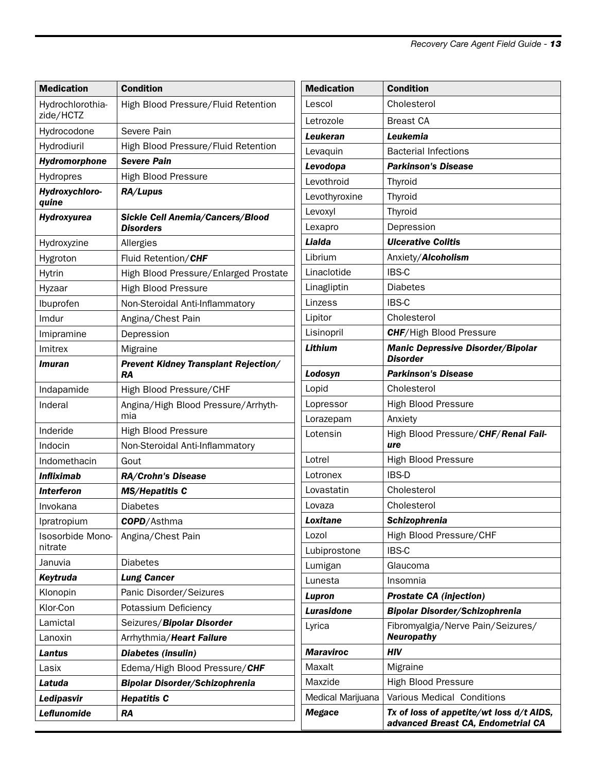| Medication | Condition |
| --- | --- |
| Hydrochlorothiazide/HCTZ | High Blood Pressure/Fluid Retention |
| Hydrocodone | Severe Pain |
| Hydrodiuril | High Blood Pressure/Fluid Retention |
| ***Hydromorphone*** | ***Severe Pain*** |
| Hydropres | High Blood Pressure |
| ***Hydroxychloroquine*** | ***RA/Lupus*** |
| ***Hydroxyurea*** | ***Sickle Cell Anemia/Cancers/Blood Disorders*** |
| Hydroxyzine | Allergies |
| Hygroton | Fluid Retention/***CHF*** |
| Hytrin | High Blood Pressure/Enlarged Prostate |
| Hyzaar | High Blood Pressure |
| Ibuprofen | Non-Steroidal Anti-Inflammatory |
| Imdur | Angina/Chest Pain |
| Imipramine | Depression |
| Imitrex | Migraine |
| ***Imuran*** | ***Prevent Kidney Transplant Rejection/ RA*** |
| Indapamide | High Blood Pressure/CHF |
| Inderal | Angina/High Blood Pressure/Arrhythmia |
| Inderide | High Blood Pressure |
| Indocin | Non-Steroidal Anti-Inflammatory |
| Indomethacin | Gout |
| ***Infliximab*** | ***RA/Crohn's Disease*** |
| ***Interferon*** | ***MS/Hepatitis C*** |
| Invokana | Diabetes |
| Ipratropium | ***COPD***/Asthma |
| Isosorbide Mononitrate | Angina/Chest Pain |
| Januvia | Diabetes |
| ***Keytruda*** | ***Lung Cancer*** |
| Klonopin | Panic Disorder/Seizures |
| Klor-Con | Potassium Deficiency |
| Lamictal | Seizures/***Bipolar Disorder*** |
| Lanoxin | Arrhythmia/***Heart Failure*** |
| ***Lantus*** | ***Diabetes (insulin)*** |
| Lasix | Edema/High Blood Pressure/***CHF*** |
| ***Latuda*** | ***Bipolar Disorder/Schizophrenia*** |
| ***Ledipasvir*** | ***Hepatitis C*** |
| ***Leflunomide*** | ***RA*** |

| Medication | Condition |
| --- | --- |
| Lescol | Cholesterol |
| Letrozole | Breast CA |
| ***Leukeran*** | ***Leukemia*** |
| Levaquin | Bacterial Infections |
| ***Levodopa*** | ***Parkinson's Disease*** |
| Levothroid | Thyroid |
| Levothyroxine | Thyroid |
| Levoxyl | Thyroid |
| Lexapro | Depression |
| ***Lialda*** | ***Ulcerative Colitis*** |
| Librium | Anxiety/***Alcoholism*** |
| Linaclotide | IBS-C |
| Linagliptin | Diabetes |
| Linzess | IBS-C |
| Lipitor | Cholesterol |
| Lisinopril | ***CHF***/High Blood Pressure |
| ***Lithium*** | ***Manic Depressive Disorder/Bipolar Disorder*** |
| ***Lodosyn*** | ***Parkinson's Disease*** |
| Lopid | Cholesterol |
| Lopressor | High Blood Pressure |
| Lorazepam | Anxiety |
| Lotensin | High Blood Pressure/***CHF***/***Renal Failure*** |
| Lotrel | High Blood Pressure |
| Lotronex | IBS-D |
| Lovastatin | Cholesterol |
| Lovaza | Cholesterol |
| ***Loxitane*** | ***Schizophrenia*** |
| Lozol | High Blood Pressure/CHF |
| Lubiprostone | IBS-C |
| Lumigan | Glaucoma |
| Lunesta | Insomnia |
| ***Lupron*** | ***Prostate CA (injection)*** |
| ***Lurasidone*** | ***Bipolar Disorder/Schizophrenia*** |
| Lyrica | Fibromyalgia/Nerve Pain/Seizures/ ***Neuropathy*** |
| ***Maraviroc*** | ***HIV*** |
| Maxalt | Migraine |
| Maxzide | High Blood Pressure |
| Medical Marijuana | Various Medical Conditions |
| ***Megace*** | ***Tx of loss of appetite/wt loss d/t AIDS, advanced Breast CA, Endometrial CA*** |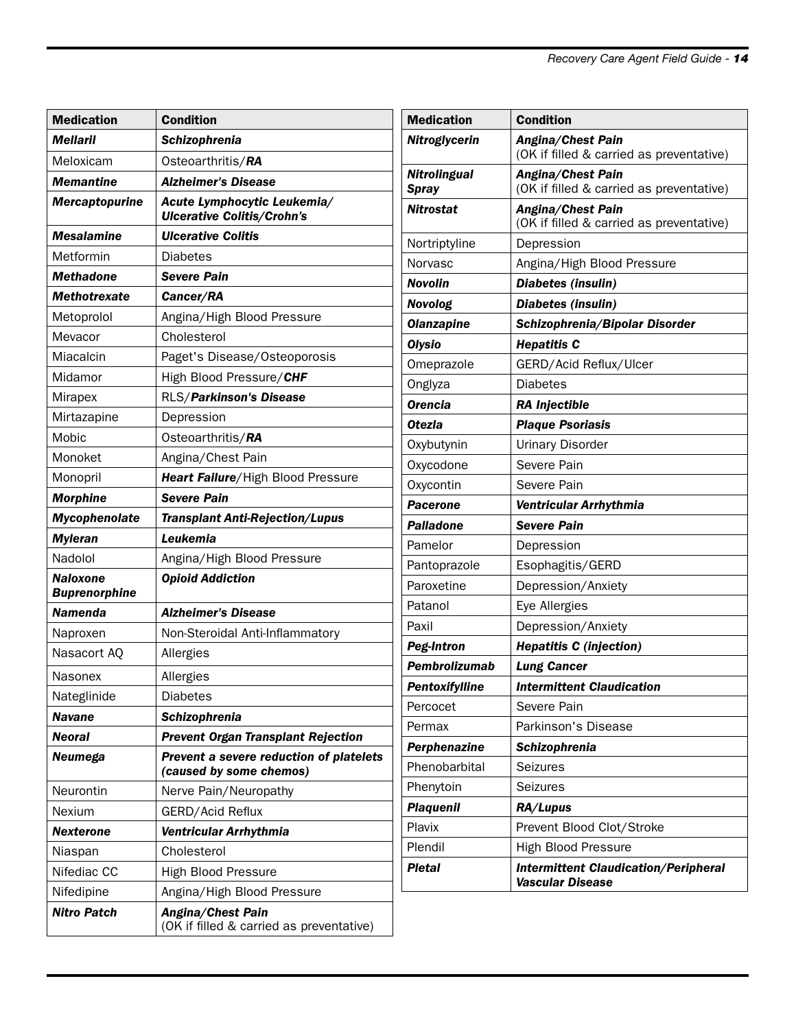| Medication | Condition |
|---|---|
| ***Mellaril*** | ***Schizophrenia*** |
| Meloxicam | Osteoarthritis/***RA*** |
| ***Memantine*** | ***Alzheimer's Disease*** |
| ***Mercaptopurine*** | ***Acute Lymphocytic Leukemia/ Ulcerative Colitis/Crohn's*** |
| ***Mesalamine*** | ***Ulcerative Colitis*** |
| Metformin | Diabetes |
| ***Methadone*** | ***Severe Pain*** |
| ***Methotrexate*** | ***Cancer/RA*** |
| Metoprolol | Angina/High Blood Pressure |
| Mevacor | Cholesterol |
| Miacalcin | Paget's Disease/Osteoporosis |
| Midamor | High Blood Pressure/***CHF*** |
| Mirapex | RLS/***Parkinson's Disease*** |
| Mirtazapine | Depression |
| Mobic | Osteoarthritis/***RA*** |
| Monoket | Angina/Chest Pain |
| Monopril | ***Heart Failure***/High Blood Pressure |
| ***Morphine*** | ***Severe Pain*** |
| ***Mycophenolate*** | ***Transplant Anti-Rejection/Lupus*** |
| ***Myleran*** | ***Leukemia*** |
| Nadolol | Angina/High Blood Pressure |
| ***Naloxone Buprenorphine*** | ***Opioid Addiction*** |
| ***Namenda*** | ***Alzheimer's Disease*** |
| Naproxen | Non-Steroidal Anti-Inflammatory |
| Nasacort AQ | Allergies |
| Nasonex | Allergies |
| Nateglinide | Diabetes |
| ***Navane*** | ***Schizophrenia*** |
| ***Neoral*** | ***Prevent Organ Transplant Rejection*** |
| ***Neumega*** | ***Prevent a severe reduction of platelets (caused by some chemos)*** |
| Neurontin | Nerve Pain/Neuropathy |
| Nexium | GERD/Acid Reflux |
| ***Nexterone*** | ***Ventricular Arrhythmia*** |
| Niaspan | Cholesterol |
| Nifediac CC | High Blood Pressure |
| Nifedipine | Angina/High Blood Pressure |
| ***Nitro Patch*** | ***Angina/Chest Pain*** (OK if filled & carried as preventative) |
| ***Nitroglycerin*** | ***Angina/Chest Pain*** (OK if filled & carried as preventative) |
| ***Nitrolingual Spray*** | ***Angina/Chest Pain*** (OK if filled & carried as preventative) |
| ***Nitrostat*** | ***Angina/Chest Pain*** (OK if filled & carried as preventative) |
| Nortriptyline | Depression |
| Norvasc | Angina/High Blood Pressure |
| ***Novolin*** | ***Diabetes (insulin)*** |
| ***Novolog*** | ***Diabetes (insulin)*** |
| ***Olanzapine*** | ***Schizophrenia/Bipolar Disorder*** |
| ***Olysio*** | ***Hepatitis C*** |
| Omeprazole | GERD/Acid Reflux/Ulcer |
| Onglyza | Diabetes |
| ***Orencia*** | ***RA Injectible*** |
| ***Otezla*** | ***Plaque Psoriasis*** |
| Oxybutynin | Urinary Disorder |
| Oxycodone | Severe Pain |
| Oxycontin | Severe Pain |
| ***Pacerone*** | ***Ventricular Arrhythmia*** |
| ***Palladone*** | ***Severe Pain*** |
| Pamelor | Depression |
| Pantoprazole | Esophagitis/GERD |
| Paroxetine | Depression/Anxiety |
| Patanol | Eye Allergies |
| Paxil | Depression/Anxiety |
| ***Peg-Intron*** | ***Hepatitis C (injection)*** |
| ***Pembrolizumab*** | ***Lung Cancer*** |
| ***Pentoxifylline*** | ***Intermittent Claudication*** |
| Percocet | Severe Pain |
| Permax | Parkinson's Disease |
| ***Perphenazine*** | ***Schizophrenia*** |
| Phenobarbital | Seizures |
| Phenytoin | Seizures |
| ***Plaquenil*** | ***RA/Lupus*** |
| Plavix | Prevent Blood Clot/Stroke |
| Plendil | High Blood Pressure |
| ***Pletal*** | ***Intermittent Claudication/Peripheral Vascular Disease*** |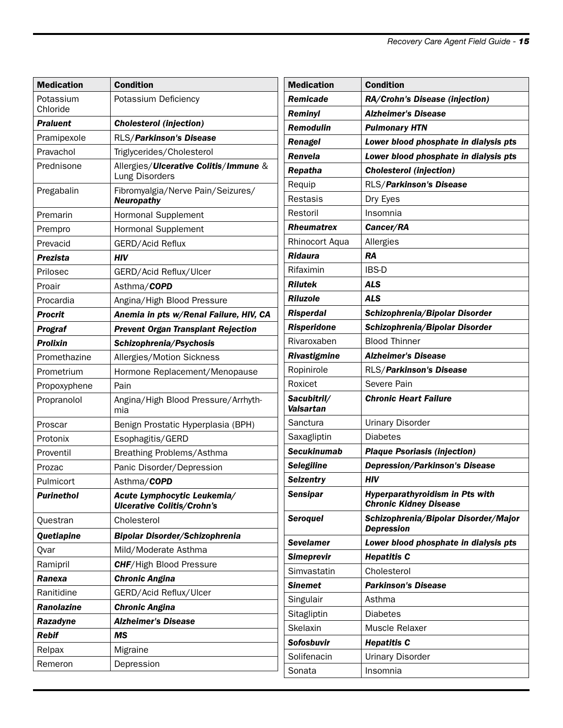| Medication | Condition |
|---|---|
| Potassium Chloride | Potassium Deficiency |
| ***Praluent*** | ***Cholesterol (injection)*** |
| Pramipexole | RLS/***Parkinson's Disease*** |
| Pravachol | Triglycerides/Cholesterol |
| Prednisone | Allergies/***Ulcerative Colitis***/***Immune*** & Lung Disorders |
| Pregabalin | Fibromyalgia/Nerve Pain/Seizures/ ***Neuropathy*** |
| Premarin | Hormonal Supplement |
| Prempro | Hormonal Supplement |
| Prevacid | GERD/Acid Reflux |
| ***Prezista*** | ***HIV*** |
| Prilosec | GERD/Acid Reflux/Ulcer |
| Proair | Asthma/***COPD*** |
| Procardia | Angina/High Blood Pressure |
| ***Procrit*** | ***Anemia in pts w/Renal Failure, HIV, CA*** |
| ***Prograf*** | ***Prevent Organ Transplant Rejection*** |
| ***Prolixin*** | ***Schizophrenia/Psychosis*** |
| Promethazine | Allergies/Motion Sickness |
| Prometrium | Hormone Replacement/Menopause |
| Propoxyphene | Pain |
| Propranolol | Angina/High Blood Pressure/Arrhythmia |
| Proscar | Benign Prostatic Hyperplasia (BPH) |
| Protonix | Esophagitis/GERD |
| Proventil | Breathing Problems/Asthma |
| Prozac | Panic Disorder/Depression |
| Pulmicort | Asthma/***COPD*** |
| ***Purinethol*** | ***Acute Lymphocytic Leukemia/ Ulcerative Colitis/Crohn's*** |
| Questran | Cholesterol |
| ***Quetiapine*** | ***Bipolar Disorder/Schizophrenia*** |
| Qvar | Mild/Moderate Asthma |
| Ramipril | ***CHF***/High Blood Pressure |
| ***Ranexa*** | ***Chronic Angina*** |
| Ranitidine | GERD/Acid Reflux/Ulcer |
| ***Ranolazine*** | ***Chronic Angina*** |
| ***Razadyne*** | ***Alzheimer's Disease*** |
| ***Rebif*** | ***MS*** |
| Relpax | Migraine |
| Remeron | Depression |
| ***Remicade*** | ***RA/Crohn's Disease (injection)*** |
| ***Reminyl*** | ***Alzheimer's Disease*** |
| ***Remodulin*** | ***Pulmonary HTN*** |
| ***Renagel*** | ***Lower blood phosphate in dialysis pts*** |
| ***Renvela*** | ***Lower blood phosphate in dialysis pts*** |
| ***Repatha*** | ***Cholesterol (injection)*** |
| Requip | RLS/***Parkinson's Disease*** |
| Restasis | Dry Eyes |
| Restoril | Insomnia |
| ***Rheumatrex*** | ***Cancer/RA*** |
| Rhinocort Aqua | Allergies |
| ***Ridaura*** | ***RA*** |
| Rifaximin | IBS-D |
| ***Rilutek*** | ***ALS*** |
| ***Riluzole*** | ***ALS*** |
| ***Risperdal*** | ***Schizophrenia/Bipolar Disorder*** |
| ***Risperidone*** | ***Schizophrenia/Bipolar Disorder*** |
| Rivaroxaben | Blood Thinner |
| ***Rivastigmine*** | ***Alzheimer's Disease*** |
| Ropinirole | RLS/***Parkinson's Disease*** |
| Roxicet | Severe Pain |
| ***Sacubitril/ Valsartan*** | ***Chronic Heart Failure*** |
| Sanctura | Urinary Disorder |
| Saxagliptin | Diabetes |
| ***Secukinumab*** | ***Plaque Psoriasis (injection)*** |
| ***Selegiline*** | ***Depression/Parkinson's Disease*** |
| ***Selzentry*** | ***HIV*** |
| ***Sensipar*** | ***Hyperparathyroidism in Pts with Chronic Kidney Disease*** |
| ***Seroquel*** | ***Schizophrenia/Bipolar Disorder/Major Depression*** |
| ***Sevelamer*** | ***Lower blood phosphate in dialysis pts*** |
| ***Simeprevir*** | ***Hepatitis C*** |
| Simvastatin | Cholesterol |
| ***Sinemet*** | ***Parkinson's Disease*** |
| Singulair | Asthma |
| Sitagliptin | Diabetes |
| Skelaxin | Muscle Relaxer |
| ***Sofosbuvir*** | ***Hepatitis C*** |
| Solifenacin | Urinary Disorder |
| Sonata | Insomnia |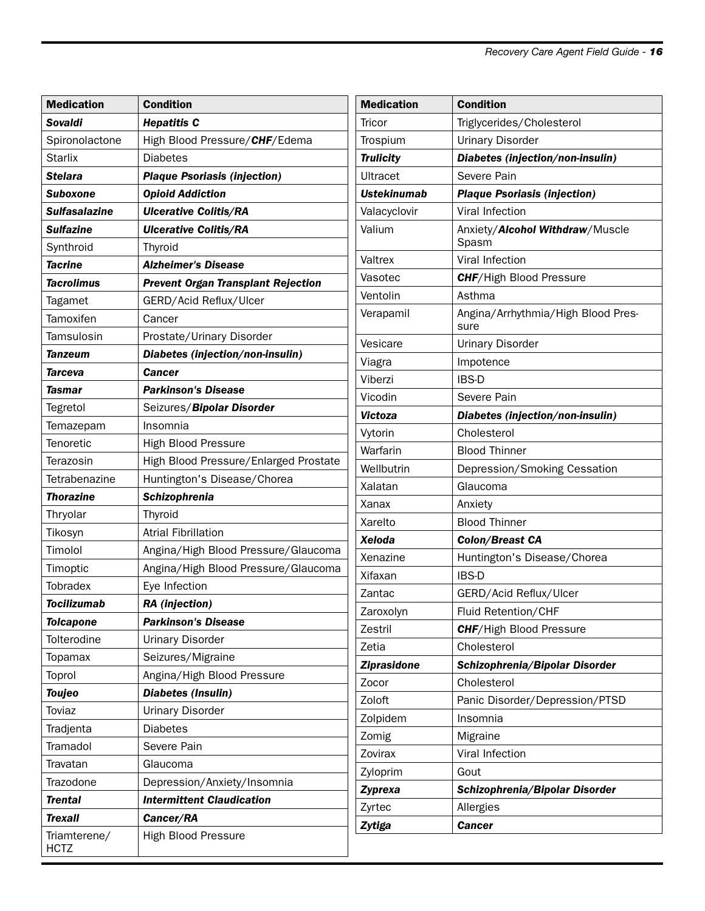| Medication | Condition |
|---|---|
| ***Sovaldi*** | ***Hepatitis C*** |
| Spironolactone | High Blood Pressure/***CHF***/Edema |
| Starlix | Diabetes |
| ***Stelara*** | ***Plaque Psoriasis (injection)*** |
| ***Suboxone*** | ***Opioid Addiction*** |
| ***Sulfasalazine*** | ***Ulcerative Colitis/RA*** |
| ***Sulfazine*** | ***Ulcerative Colitis/RA*** |
| Synthroid | Thyroid |
| ***Tacrine*** | ***Alzheimer's Disease*** |
| ***Tacrolimus*** | ***Prevent Organ Transplant Rejection*** |
| Tagamet | GERD/Acid Reflux/Ulcer |
| Tamoxifen | Cancer |
| Tamsulosin | Prostate/Urinary Disorder |
| ***Tanzeum*** | ***Diabetes (injection/non-insulin)*** |
| ***Tarceva*** | ***Cancer*** |
| ***Tasmar*** | ***Parkinson's Disease*** |
| Tegretol | Seizures/***Bipolar Disorder*** |
| Temazepam | Insomnia |
| Tenoretic | High Blood Pressure |
| Terazosin | High Blood Pressure/Enlarged Prostate |
| Tetrabenazine | Huntington's Disease/Chorea |
| ***Thorazine*** | ***Schizophrenia*** |
| Thryolar | Thyroid |
| Tikosyn | Atrial Fibrillation |
| Timolol | Angina/High Blood Pressure/Glaucoma |
| Timoptic | Angina/High Blood Pressure/Glaucoma |
| Tobradex | Eye Infection |
| ***Tocilizumab*** | ***RA (injection)*** |
| ***Tolcapone*** | ***Parkinson's Disease*** |
| Tolterodine | Urinary Disorder |
| Topamax | Seizures/Migraine |
| Toprol | Angina/High Blood Pressure |
| ***Toujeo*** | ***Diabetes (Insulin)*** |
| Toviaz | Urinary Disorder |
| Tradjenta | Diabetes |
| Tramadol | Severe Pain |
| Travatan | Glaucoma |
| Trazodone | Depression/Anxiety/Insomnia |
| ***Trental*** | ***Intermittent Claudication*** |
| ***Trexall*** | ***Cancer/RA*** |
| Triamterene/HCTZ | High Blood Pressure |

| Medication | Condition |
|---|---|
| Tricor | Triglycerides/Cholesterol |
| Trospium | Urinary Disorder |
| ***Trulicity*** | ***Diabetes (injection/non-insulin)*** |
| Ultracet | Severe Pain |
| ***Ustekinumab*** | ***Plaque Psoriasis (injection)*** |
| Valacyclovir | Viral Infection |
| Valium | Anxiety/***Alcohol Withdraw***/Muscle Spasm |
| Valtrex | Viral Infection |
| Vasotec | ***CHF***/High Blood Pressure |
| Ventolin | Asthma |
| Verapamil | Angina/Arrhythmia/High Blood Pressure |
| Vesicare | Urinary Disorder |
| Viagra | Impotence |
| Viberzi | IBS-D |
| Vicodin | Severe Pain |
| ***Victoza*** | ***Diabetes (injection/non-insulin)*** |
| Vytorin | Cholesterol |
| Warfarin | Blood Thinner |
| Wellbutrin | Depression/Smoking Cessation |
| Xalatan | Glaucoma |
| Xanax | Anxiety |
| Xarelto | Blood Thinner |
| ***Xeloda*** | ***Colon/Breast CA*** |
| Xenazine | Huntington's Disease/Chorea |
| Xifaxan | IBS-D |
| Zantac | GERD/Acid Reflux/Ulcer |
| Zaroxolyn | Fluid Retention/CHF |
| Zestril | ***CHF***/High Blood Pressure |
| Zetia | Cholesterol |
| ***Ziprasidone*** | ***Schizophrenia/Bipolar Disorder*** |
| Zocor | Cholesterol |
| Zoloft | Panic Disorder/Depression/PTSD |
| Zolpidem | Insomnia |
| Zomig | Migraine |
| Zovirax | Viral Infection |
| Zyloprim | Gout |
| ***Zyprexa*** | ***Schizophrenia/Bipolar Disorder*** |
| Zyrtec | Allergies |
| ***Zytiga*** | ***Cancer*** |